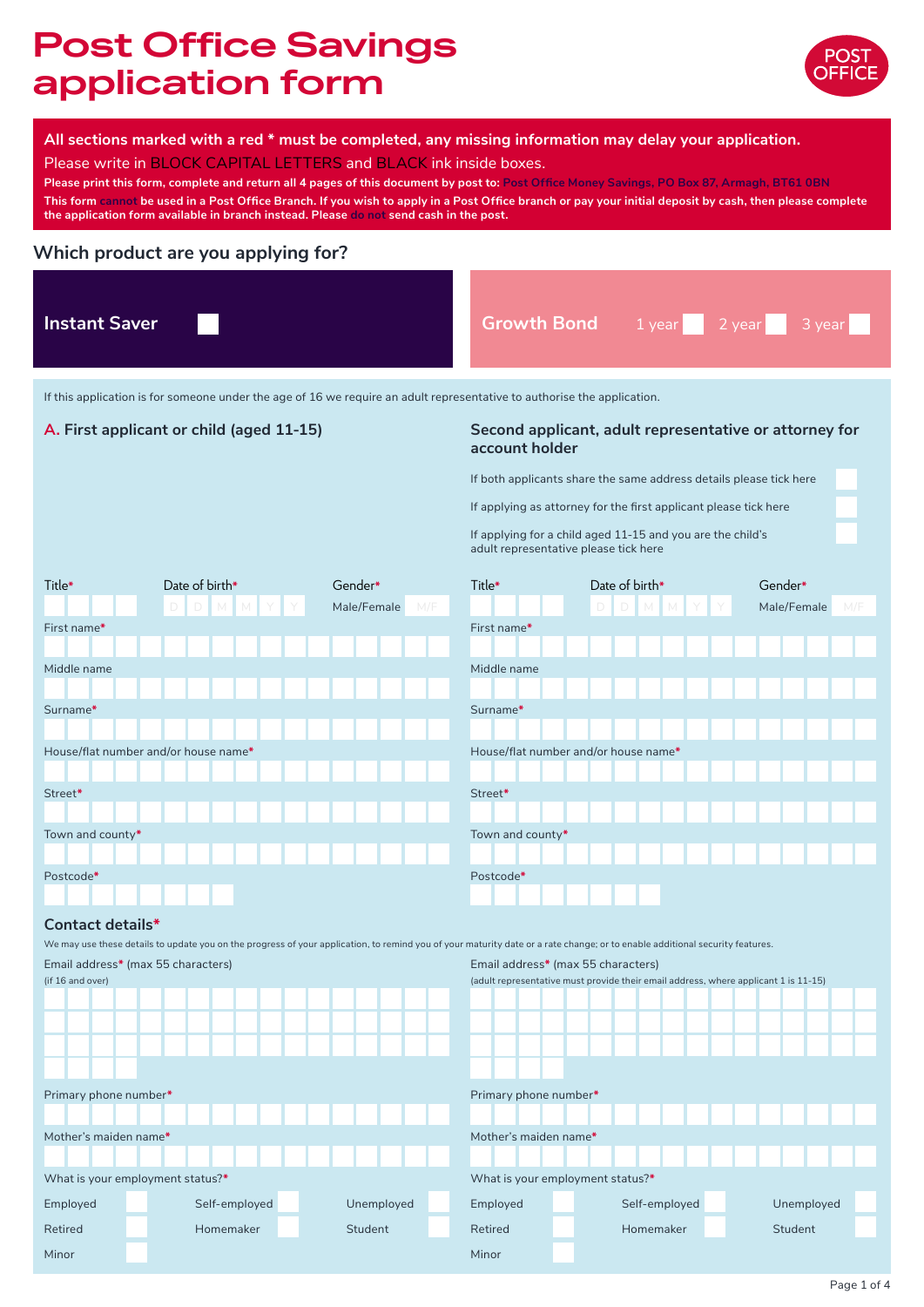# Post Office Savings application form

POST OFFICE

**All sections marked with a red * must be completed, any missing information may delay your application.**

Please write in BLOCK CAPITAL LETTERS and BLACK ink inside boxes.

**Please print this form, complete and return all 4 pages of this document by post to: Post Office Money Savings, PO Box 87, Armagh, BT61 0BN**

**This form cannot be used in a Post Office Branch. If you wish to apply in a Post Office branch or pay your initial deposit by cash, then please complete the application form available in branch instead. Please do not send cash in the post.**

## Which product are you applying for?

**Instant Saver** ☐

**Growth Bond** 1 year ☐ 2 year ☐ 3 year ☐

If this application is for someone under the age of 16 we require an adult representative to authorise the application.

### A. First applicant or child (aged 11-15)

Title*

Date of birth* D D M M Y Y

Gender* Male/Female M/F

First name*

Middle name

Surname*

House/flat number and/or house name*

Street*

Town and county*

Postcode*

### Second applicant, adult representative or attorney for account holder

If both applicants share the same address details please tick here ☐

If applying as attorney for the first applicant please tick here ☐

If applying for a child aged 11-15 and you are the child's adult representative please tick here ☐

Title*

Date of birth* D D M M Y Y

Gender* Male/Female M/F

First name*

Middle name

Surname*

House/flat number and/or house name*

Street*

Town and county*

Postcode*

### Contact details*

We may use these details to update you on the progress of your application, to remind you of your maturity date or a rate change; or to enable additional security features.

**First applicant or child**

Email address* (max 55 characters)
(if 16 and over)

Primary phone number*

Mother's maiden name*

What is your employment status?*

Employed ☐ Self-employed ☐ Unemployed ☐
Retired ☐ Homemaker ☐ Student ☐
Minor ☐

**Second applicant, adult representative or attorney**

Email address* (max 55 characters)
(adult representative must provide their email address, where applicant 1 is 11-15)

Primary phone number*

Mother's maiden name*

What is your employment status?*

Employed ☐ Self-employed ☐ Unemployed ☐
Retired ☐ Homemaker ☐ Student ☐
Minor ☐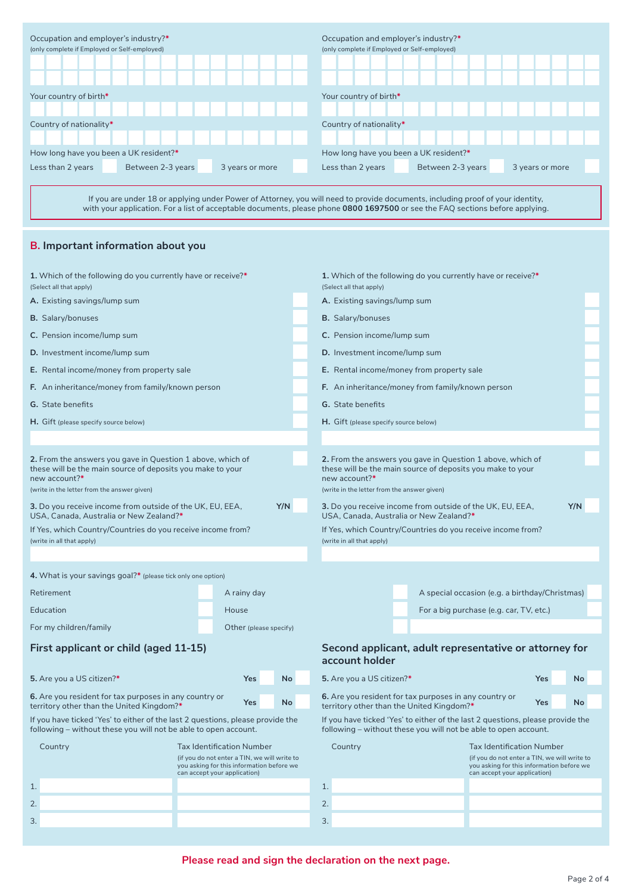Occupation and employer's industry?*
(only complete if Employed or Self-employed)

Your country of birth*

Country of nationality*

How long have you been a UK resident?*

Less than 2 years | Between 2-3 years | 3 years or more

Occupation and employer's industry?*
(only complete if Employed or Self-employed)

Your country of birth*

Country of nationality*

How long have you been a UK resident?*

Less than 2 years | Between 2-3 years | 3 years or more

If you are under 18 or applying under Power of Attorney, you will need to provide documents, including proof of your identity, with your application. For a list of acceptable documents, please phone **0800 1697500** or see the FAQ sections before applying.

## B. Important information about you

**1.** Which of the following do you currently have or receive?*
(Select all that apply)

- **A.** Existing savings/lump sum
- **B.** Salary/bonuses
- **C.** Pension income/lump sum
- **D.** Investment income/lump sum
- **E.** Rental income/money from property sale
- **F.** An inheritance/money from family/known person
- **G.** State benefits
- **H.** Gift (please specify source below)

**2.** From the answers you gave in Question 1 above, which of these will be the main source of deposits you make to your new account?*
(write in the letter from the answer given)

**3.** Do you receive income from outside of the UK, EU, EEA, USA, Canada, Australia or New Zealand?* **Y/N**

If Yes, which Country/Countries do you receive income from?
(write in all that apply)

**1.** Which of the following do you currently have or receive?*
(Select all that apply)

- **A.** Existing savings/lump sum
- **B.** Salary/bonuses
- **C.** Pension income/lump sum
- **D.** Investment income/lump sum
- **E.** Rental income/money from property sale
- **F.** An inheritance/money from family/known person
- **G.** State benefits
- **H.** Gift (please specify source below)

**2.** From the answers you gave in Question 1 above, which of these will be the main source of deposits you make to your new account?*
(write in the letter from the answer given)

**3.** Do you receive income from outside of the UK, EU, EEA, USA, Canada, Australia or New Zealand?* **Y/N**

If Yes, which Country/Countries do you receive income from?
(write in all that apply)

**4.** What is your savings goal?* (please tick only one option)

- Retirement
- Education
- For my children/family
- A rainy day
- House
- Other (please specify)
- A special occasion (e.g. a birthday/Christmas)
- For a big purchase (e.g. car, TV, etc.)

### First applicant or child (aged 11-15)

**5.** Are you a US citizen?* **Yes** **No**

**6.** Are you resident for tax purposes in any country or territory other than the United Kingdom?* **Yes** **No**

If you have ticked 'Yes' to either of the last 2 questions, please provide the following – without these you will not be able to open account.

| | Country | Tax Identification Number (if you do not enter a TIN, we will write to you asking for this information before we can accept your application) |
|---|---|---|
| 1. | | |
| 2. | | |
| 3. | | |

### Second applicant, adult representative or attorney for account holder

**5.** Are you a US citizen?* **Yes** **No**

**6.** Are you resident for tax purposes in any country or territory other than the United Kingdom?* **Yes** **No**

If you have ticked 'Yes' to either of the last 2 questions, please provide the following – without these you will not be able to open account.

| | Country | Tax Identification Number (if you do not enter a TIN, we will write to you asking for this information before we can accept your application) |
|---|---|---|
| 1. | | |
| 2. | | |
| 3. | | |

**Please read and sign the declaration on the next page.**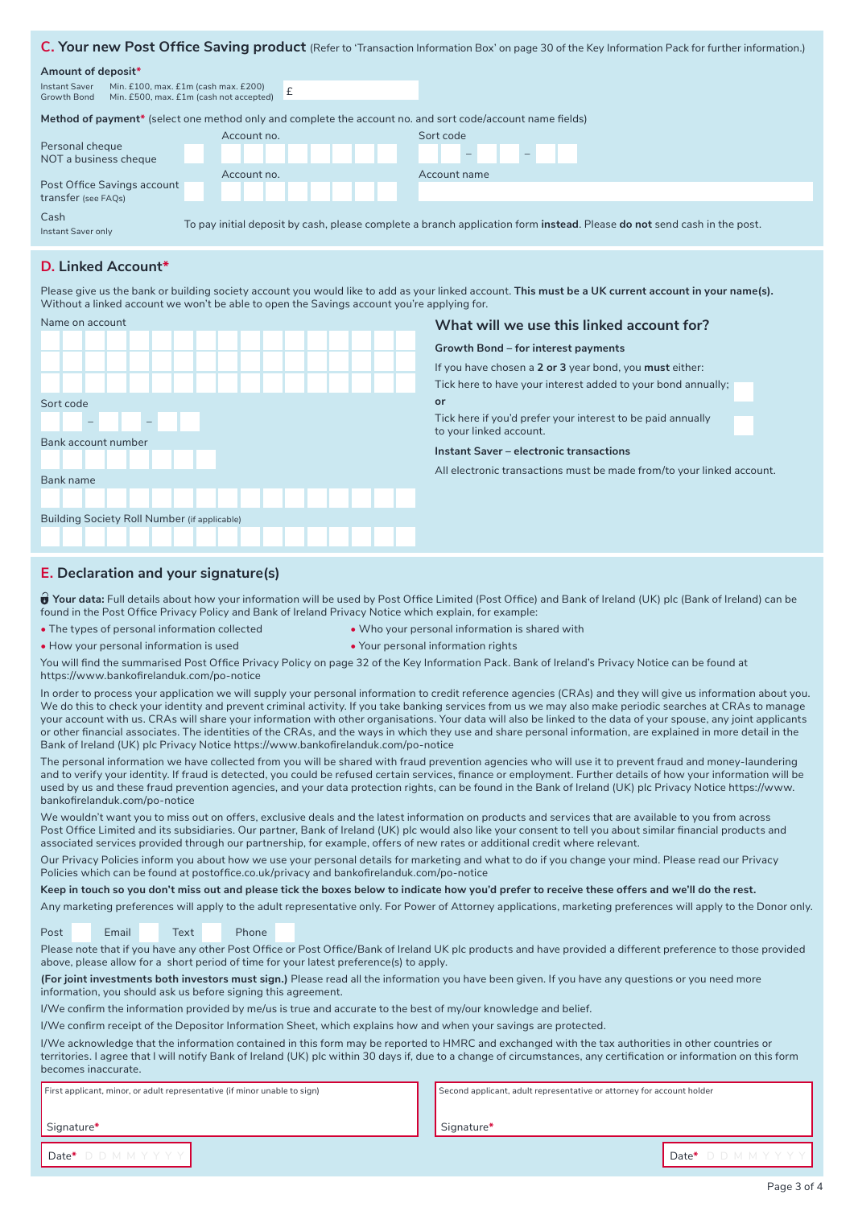## C. Your new Post Office Saving product (Refer to 'Transaction Information Box' on page 30 of the Key Information Pack for further information.)

**Amount of deposit***

| | | |
|---|---|---|
| Instant Saver | Min. £100, max. £1m (cash max. £200) | £ |
| Growth Bond | Min. £500, max. £1m (cash not accepted) | |

**Method of payment*** (select one method only and complete the account no. and sort code/account name fields)

| | | | |
|---|---|---|---|
| Personal cheque NOT a business cheque | ☐ | Account no. | Sort code – – |
| Post Office Savings account transfer (see FAQs) | ☐ | Account no. | Account name |
| Cash Instant Saver only | | To pay initial deposit by cash, please complete a branch application form **instead**. Please **do not** send cash in the post. | |

## D. Linked Account*

Please give us the bank or building society account you would like to add as your linked account. **This must be a UK current account in your name(s).** Without a linked account we won't be able to open the Savings account you're applying for.

Name on account

Sort code – –

Bank account number

Bank name

Building Society Roll Number (if applicable)

### What will we use this linked account for?

**Growth Bond – for interest payments**

If you have chosen a **2 or 3** year bond, you **must** either:

Tick here to have your interest added to your bond annually; ☐

**or**

Tick here if you'd prefer your interest to be paid annually to your linked account. ☐

**Instant Saver – electronic transactions**

All electronic transactions must be made from/to your linked account.

## E. Declaration and your signature(s)

**Your data:** Full details about how your information will be used by Post Office Limited (Post Office) and Bank of Ireland (UK) plc (Bank of Ireland) can be found in the Post Office Privacy Policy and Bank of Ireland Privacy Notice which explain, for example:

- The types of personal information collected
- How your personal information is used
- Who your personal information is shared with
- Your personal information rights

You will find the summarised Post Office Privacy Policy on page 32 of the Key Information Pack. Bank of Ireland's Privacy Notice can be found at https://www.bankofirelanduk.com/po-notice

In order to process your application we will supply your personal information to credit reference agencies (CRAs) and they will give us information about you. We do this to check your identity and prevent criminal activity. If you take banking services from us we may also make periodic searches at CRAs to manage your account with us. CRAs will share your information with other organisations. Your data will also be linked to the data of your spouse, any joint applicants or other financial associates. The identities of the CRAs, and the ways in which they use and share personal information, are explained in more detail in the Bank of Ireland (UK) plc Privacy Notice https://www.bankofirelanduk.com/po-notice

The personal information we have collected from you will be shared with fraud prevention agencies who will use it to prevent fraud and money-laundering and to verify your identity. If fraud is detected, you could be refused certain services, finance or employment. Further details of how your information will be used by us and these fraud prevention agencies, and your data protection rights, can be found in the Bank of Ireland (UK) plc Privacy Notice https://www.bankofirelanduk.com/po-notice

We wouldn't want you to miss out on offers, exclusive deals and the latest information on products and services that are available to you from across Post Office Limited and its subsidiaries. Our partner, Bank of Ireland (UK) plc would also like your consent to tell you about similar financial products and associated services provided through our partnership, for example, offers of new rates or additional credit where relevant.

Our Privacy Policies inform you about how we use your personal details for marketing and what to do if you change your mind. Please read our Privacy Policies which can be found at postoffice.co.uk/privacy and bankofirelanduk.com/po-notice

**Keep in touch so you don't miss out and please tick the boxes below to indicate how you'd prefer to receive these offers and we'll do the rest.**

Any marketing preferences will apply to the adult representative only. For Power of Attorney applications, marketing preferences will apply to the Donor only.

Post ☐ Email ☐ Text ☐ Phone ☐

Please note that if you have any other Post Office or Post Office/Bank of Ireland UK plc products and have provided a different preference to those provided above, please allow for a short period of time for your latest preference(s) to apply.

**(For joint investments both investors must sign.)** Please read all the information you have been given. If you have any questions or you need more information, you should ask us before signing this agreement.

I/We confirm the information provided by me/us is true and accurate to the best of my/our knowledge and belief.

I/We confirm receipt of the Depositor Information Sheet, which explains how and when your savings are protected.

I/We acknowledge that the information contained in this form may be reported to HMRC and exchanged with the tax authorities in other countries or territories. I agree that I will notify Bank of Ireland (UK) plc within 30 days if, due to a change of circumstances, any certification or information on this form becomes inaccurate.

| First applicant, minor, or adult representative (if minor unable to sign) | Second applicant, adult representative or attorney for account holder |
|---|---|
| Signature* | Signature* |
| Date* D D M M Y Y Y Y | Date* D D M M Y Y Y Y |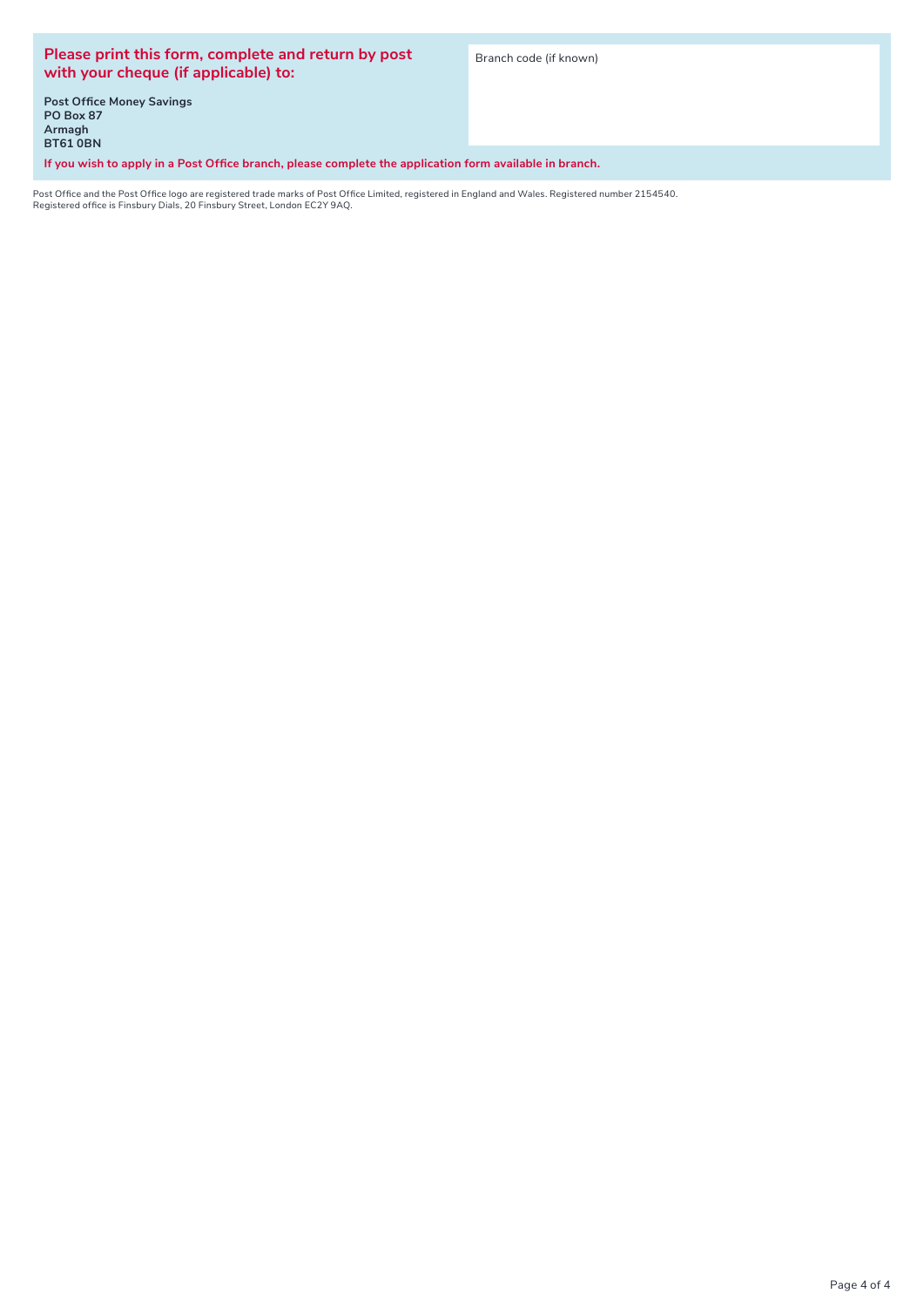**Please print this form, complete and return by post with your cheque (if applicable) to:**

**Post Office Money Savings**
**PO Box 87**
**Armagh**
**BT61 0BN**

Branch code (if known)

**If you wish to apply in a Post Office branch, please complete the application form available in branch.**

Post Office and the Post Office logo are registered trade marks of Post Office Limited, registered in England and Wales. Registered number 2154540.
Registered office is Finsbury Dials, 20 Finsbury Street, London EC2Y 9AQ.